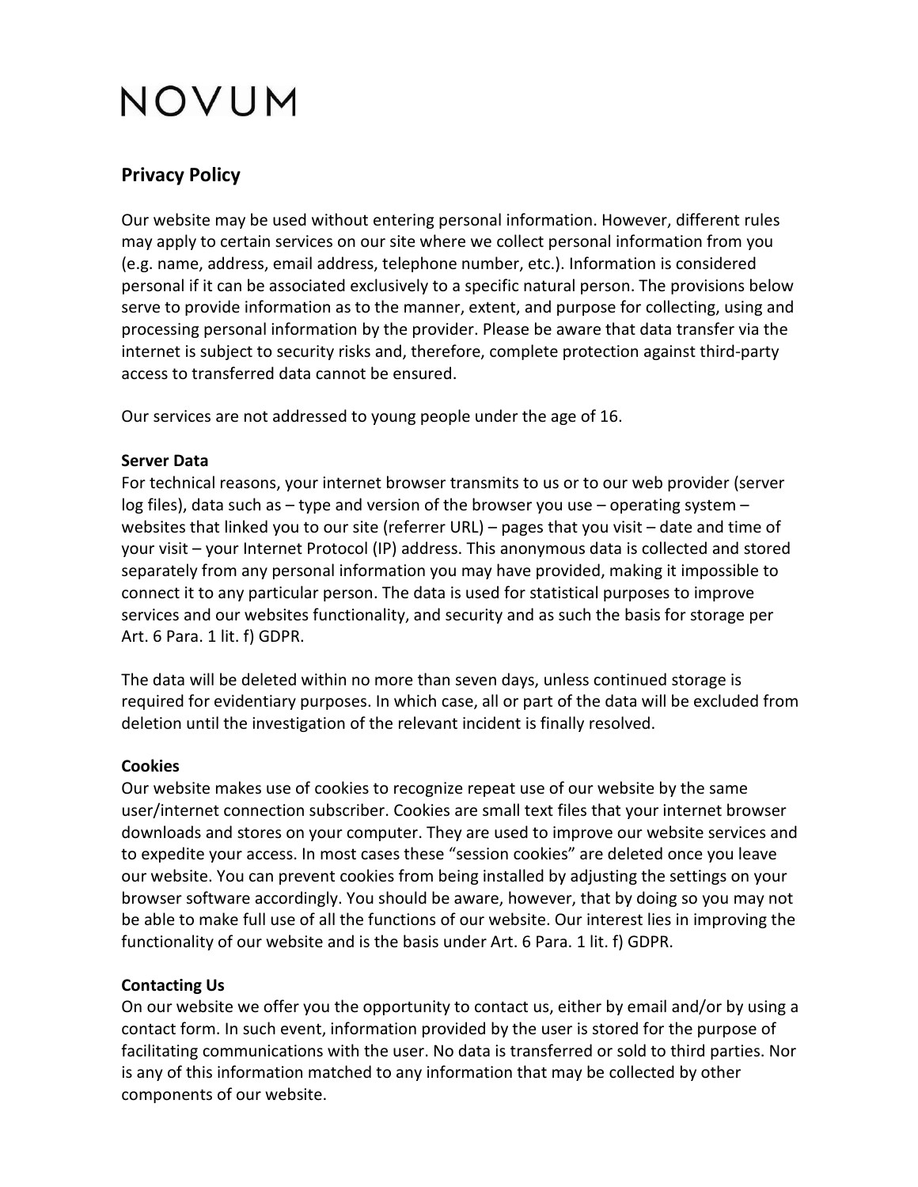# NOVUM

## Privacy Policy

Our website may be used without entering personal information. However, different rules may apply to certain services on our site where we collect personal information from you (e.g. name, address, email address, telephone number, etc.). Information is considered personal if it can be associated exclusively to a specific natural person. The provisions below serve to provide information as to the manner, extent, and purpose for collecting, using and processing personal information by the provider. Please be aware that data transfer via the internet is subject to security risks and, therefore, complete protection against third-party access to transferred data cannot be ensured.

Our services are not addressed to young people under the age of 16.

**Server Data**
For technical reasons, your internet browser transmits to us or to our web provider (server log files), data such as – type and version of the browser you use – operating system – websites that linked you to our site (referrer URL) – pages that you visit – date and time of your visit – your Internet Protocol (IP) address. This anonymous data is collected and stored separately from any personal information you may have provided, making it impossible to connect it to any particular person. The data is used for statistical purposes to improve services and our websites functionality, and security and as such the basis for storage per Art. 6 Para. 1 lit. f) GDPR.

The data will be deleted within no more than seven days, unless continued storage is required for evidentiary purposes. In which case, all or part of the data will be excluded from deletion until the investigation of the relevant incident is finally resolved.

**Cookies**
Our website makes use of cookies to recognize repeat use of our website by the same user/internet connection subscriber. Cookies are small text files that your internet browser downloads and stores on your computer. They are used to improve our website services and to expedite your access. In most cases these "session cookies" are deleted once you leave our website. You can prevent cookies from being installed by adjusting the settings on your browser software accordingly. You should be aware, however, that by doing so you may not be able to make full use of all the functions of our website. Our interest lies in improving the functionality of our website and is the basis under Art. 6 Para. 1 lit. f) GDPR.

**Contacting Us**
On our website we offer you the opportunity to contact us, either by email and/or by using a contact form. In such event, information provided by the user is stored for the purpose of facilitating communications with the user. No data is transferred or sold to third parties. Nor is any of this information matched to any information that may be collected by other components of our website.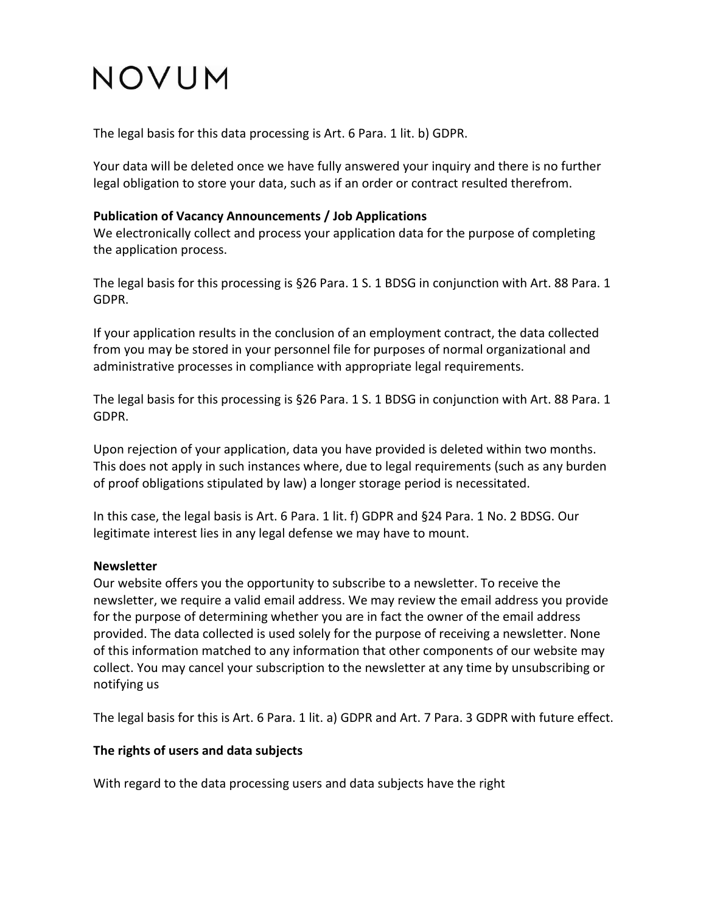The legal basis for this data processing is Art. 6 Para. 1 lit. b) GDPR.

Your data will be deleted once we have fully answered your inquiry and there is no further legal obligation to store your data, such as if an order or contract resulted therefrom.

**Publication of Vacancy Announcements / Job Applications**

We electronically collect and process your application data for the purpose of completing the application process.

The legal basis for this processing is §26 Para. 1 S. 1 BDSG in conjunction with Art. 88 Para. 1 GDPR.

If your application results in the conclusion of an employment contract, the data collected from you may be stored in your personnel file for purposes of normal organizational and administrative processes in compliance with appropriate legal requirements.

The legal basis for this processing is §26 Para. 1 S. 1 BDSG in conjunction with Art. 88 Para. 1 GDPR.

Upon rejection of your application, data you have provided is deleted within two months. This does not apply in such instances where, due to legal requirements (such as any burden of proof obligations stipulated by law) a longer storage period is necessitated.

In this case, the legal basis is Art. 6 Para. 1 lit. f) GDPR and §24 Para. 1 No. 2 BDSG. Our legitimate interest lies in any legal defense we may have to mount.

**Newsletter**

Our website offers you the opportunity to subscribe to a newsletter. To receive the newsletter, we require a valid email address. We may review the email address you provide for the purpose of determining whether you are in fact the owner of the email address provided. The data collected is used solely for the purpose of receiving a newsletter. None of this information matched to any information that other components of our website may collect. You may cancel your subscription to the newsletter at any time by unsubscribing or notifying us

The legal basis for this is Art. 6 Para. 1 lit. a) GDPR and Art. 7 Para. 3 GDPR with future effect.

**The rights of users and data subjects**

With regard to the data processing users and data subjects have the right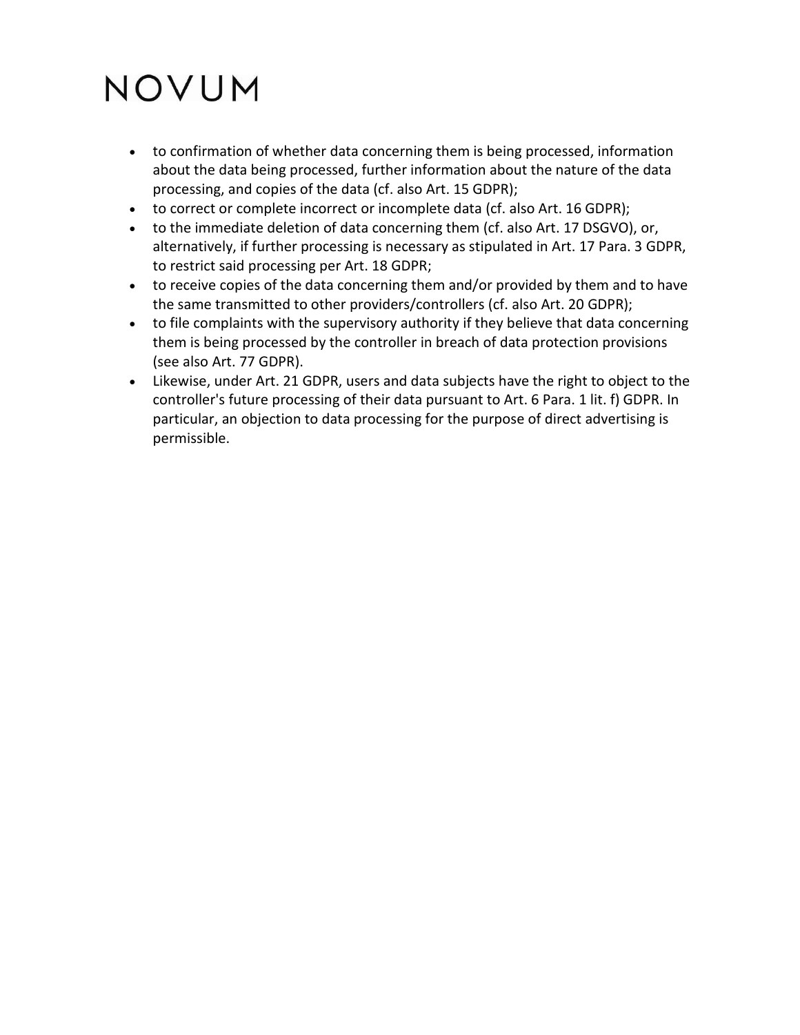- to confirmation of whether data concerning them is being processed, information about the data being processed, further information about the nature of the data processing, and copies of the data (cf. also Art. 15 GDPR);
- to correct or complete incorrect or incomplete data (cf. also Art. 16 GDPR);
- to the immediate deletion of data concerning them (cf. also Art. 17 DSGVO), or, alternatively, if further processing is necessary as stipulated in Art. 17 Para. 3 GDPR, to restrict said processing per Art. 18 GDPR;
- to receive copies of the data concerning them and/or provided by them and to have the same transmitted to other providers/controllers (cf. also Art. 20 GDPR);
- to file complaints with the supervisory authority if they believe that data concerning them is being processed by the controller in breach of data protection provisions (see also Art. 77 GDPR).
- Likewise, under Art. 21 GDPR, users and data subjects have the right to object to the controller's future processing of their data pursuant to Art. 6 Para. 1 lit. f) GDPR. In particular, an objection to data processing for the purpose of direct advertising is permissible.